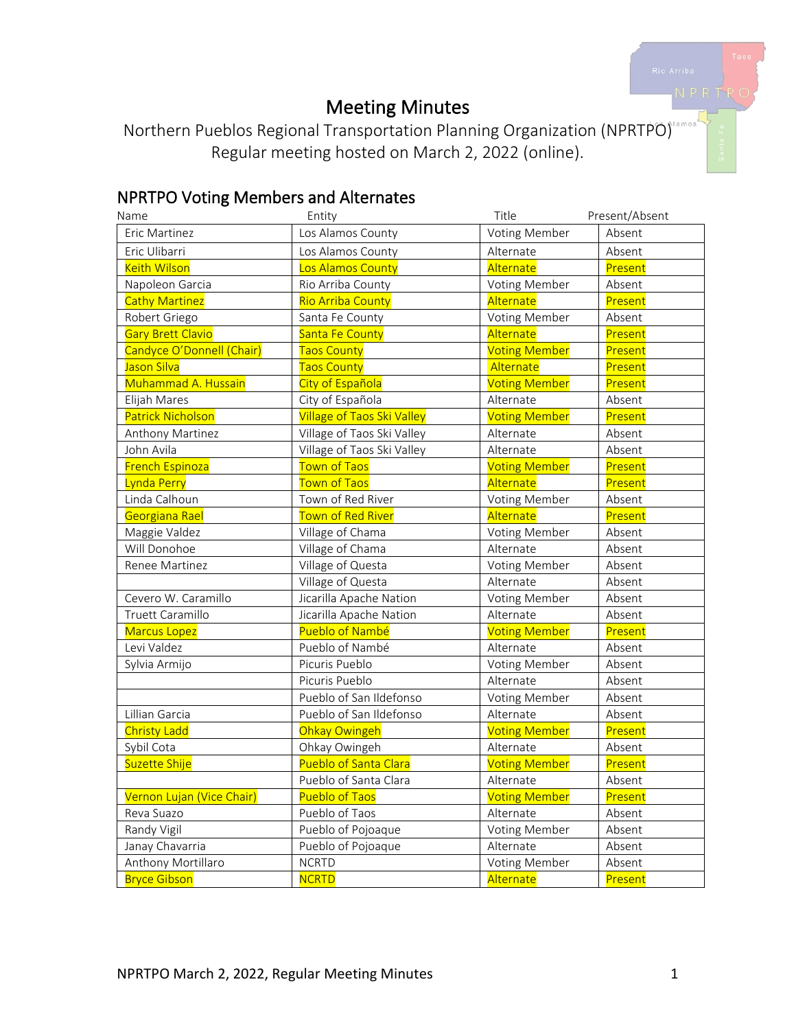# Meeting Minutes

Northern Pueblos Regional Transportation Planning Organization (NPRTPO)
Regular meeting hosted on March 2, 2022 (online).

## NPRTPO Voting Members and Alternates

| Name | Entity | Title | Present/Absent |
|---|---|---|---|
| Eric Martinez | Los Alamos County | Voting Member | Absent |
| Eric Ulibarri | Los Alamos County | Alternate | Absent |
| Keith Wilson | Los Alamos County | Alternate | Present |
| Napoleon Garcia | Rio Arriba County | Voting Member | Absent |
| Cathy Martinez | Rio Arriba County | Alternate | Present |
| Robert Griego | Santa Fe County | Voting Member | Absent |
| Gary Brett Clavio | Santa Fe County | Alternate | Present |
| Candyce O'Donnell (Chair) | Taos County | Voting Member | Present |
| Jason Silva | Taos County | Alternate | Present |
| Muhammad A. Hussain | City of Española | Voting Member | Present |
| Elijah Mares | City of Española | Alternate | Absent |
| Patrick Nicholson | Village of Taos Ski Valley | Voting Member | Present |
| Anthony Martinez | Village of Taos Ski Valley | Alternate | Absent |
| John Avila | Village of Taos Ski Valley | Alternate | Absent |
| French Espinoza | Town of Taos | Voting Member | Present |
| Lynda Perry | Town of Taos | Alternate | Present |
| Linda Calhoun | Town of Red River | Voting Member | Absent |
| Georgiana Rael | Town of Red River | Alternate | Present |
| Maggie Valdez | Village of Chama | Voting Member | Absent |
| Will Donohoe | Village of Chama | Alternate | Absent |
| Renee Martinez | Village of Questa | Voting Member | Absent |
| | Village of Questa | Alternate | Absent |
| Cevero W. Caramillo | Jicarilla Apache Nation | Voting Member | Absent |
| Truett Caramillo | Jicarilla Apache Nation | Alternate | Absent |
| Marcus Lopez | Pueblo of Nambé | Voting Member | Present |
| Levi Valdez | Pueblo of Nambé | Alternate | Absent |
| Sylvia Armijo | Picuris Pueblo | Voting Member | Absent |
| | Picuris Pueblo | Alternate | Absent |
| | Pueblo of San Ildefonso | Voting Member | Absent |
| Lillian Garcia | Pueblo of San Ildefonso | Alternate | Absent |
| Christy Ladd | Ohkay Owingeh | Voting Member | Present |
| Sybil Cota | Ohkay Owingeh | Alternate | Absent |
| Suzette Shije | Pueblo of Santa Clara | Voting Member | Present |
| | Pueblo of Santa Clara | Alternate | Absent |
| Vernon Lujan (Vice Chair) | Pueblo of Taos | Voting Member | Present |
| Reva Suazo | Pueblo of Taos | Alternate | Absent |
| Randy Vigil | Pueblo of Pojoaque | Voting Member | Absent |
| Janay Chavarria | Pueblo of Pojoaque | Alternate | Absent |
| Anthony Mortillaro | NCRTD | Voting Member | Absent |
| Bryce Gibson | NCRTD | Alternate | Present |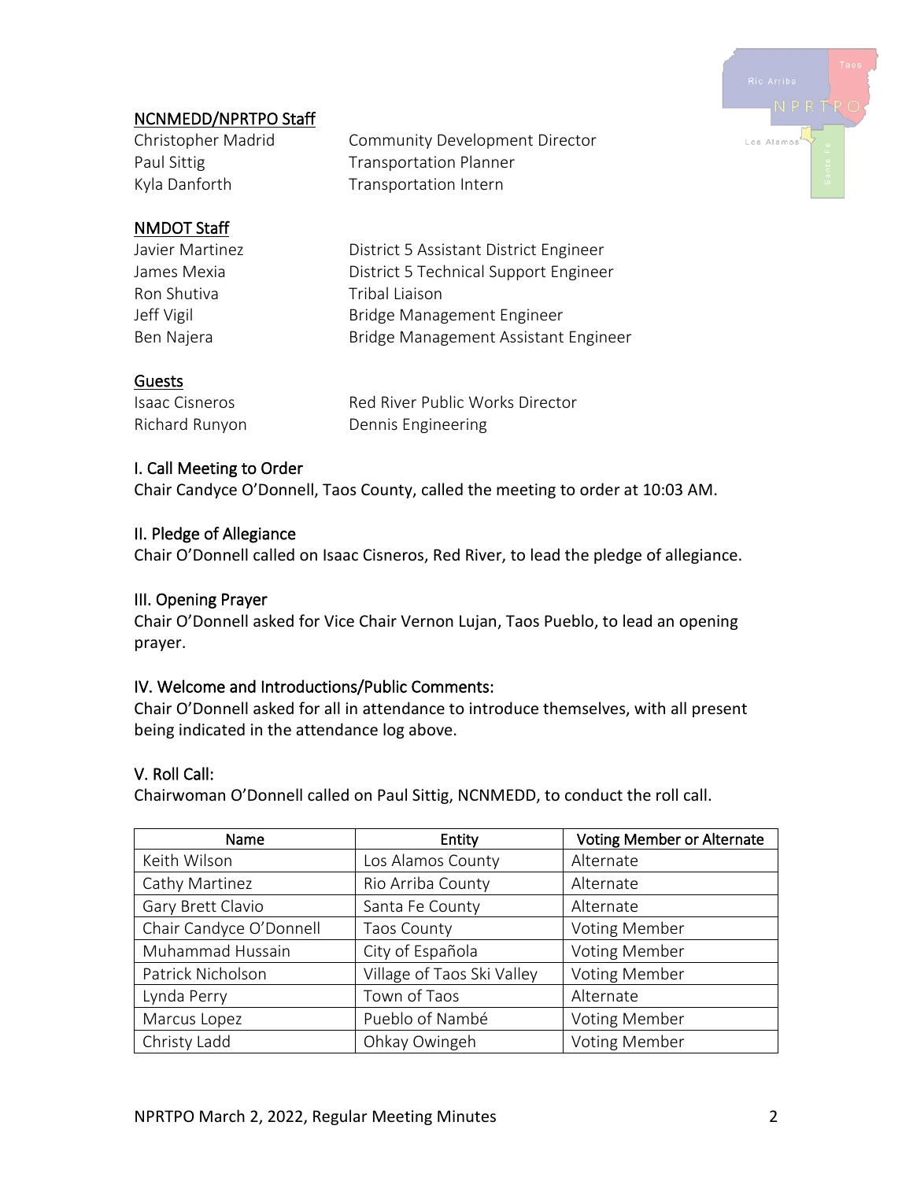## NCNMEDD/NPRTPO Staff

| | |
|---|---|
| Christopher Madrid | Community Development Director |
| Paul Sittig | Transportation Planner |
| Kyla Danforth | Transportation Intern |

## NMDOT Staff

| | |
|---|---|
| Javier Martinez | District 5 Assistant District Engineer |
| James Mexia | District 5 Technical Support Engineer |
| Ron Shutiva | Tribal Liaison |
| Jeff Vigil | Bridge Management Engineer |
| Ben Najera | Bridge Management Assistant Engineer |

## Guests

| | |
|---|---|
| Isaac Cisneros | Red River Public Works Director |
| Richard Runyon | Dennis Engineering |

### I. Call Meeting to Order

Chair Candyce O'Donnell, Taos County, called the meeting to order at 10:03 AM.

### II. Pledge of Allegiance

Chair O'Donnell called on Isaac Cisneros, Red River, to lead the pledge of allegiance.

### III. Opening Prayer

Chair O'Donnell asked for Vice Chair Vernon Lujan, Taos Pueblo, to lead an opening prayer.

### IV. Welcome and Introductions/Public Comments:

Chair O'Donnell asked for all in attendance to introduce themselves, with all present being indicated in the attendance log above.

### V. Roll Call:

Chairwoman O'Donnell called on Paul Sittig, NCNMEDD, to conduct the roll call.

| Name | Entity | Voting Member or Alternate |
|---|---|---|
| Keith Wilson | Los Alamos County | Alternate |
| Cathy Martinez | Rio Arriba County | Alternate |
| Gary Brett Clavio | Santa Fe County | Alternate |
| Chair Candyce O'Donnell | Taos County | Voting Member |
| Muhammad Hussain | City of Española | Voting Member |
| Patrick Nicholson | Village of Taos Ski Valley | Voting Member |
| Lynda Perry | Town of Taos | Alternate |
| Marcus Lopez | Pueblo of Nambé | Voting Member |
| Christy Ladd | Ohkay Owingeh | Voting Member |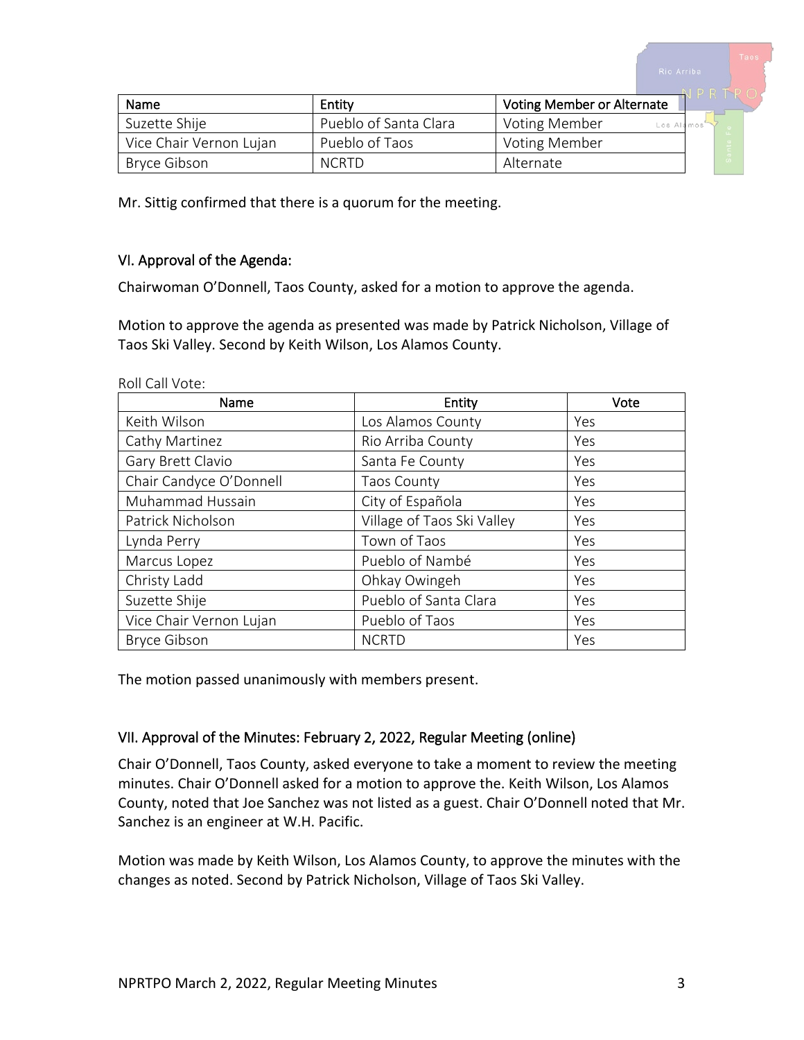| Name | Entity | Voting Member or Alternate |
|---|---|---|
| Suzette Shije | Pueblo of Santa Clara | Voting Member |
| Vice Chair Vernon Lujan | Pueblo of Taos | Voting Member |
| Bryce Gibson | NCRTD | Alternate |

Mr. Sittig confirmed that there is a quorum for the meeting.

## VI. Approval of the Agenda:

Chairwoman O'Donnell, Taos County, asked for a motion to approve the agenda.

Motion to approve the agenda as presented was made by Patrick Nicholson, Village of Taos Ski Valley. Second by Keith Wilson, Los Alamos County.

Roll Call Vote:

| Name | Entity | Vote |
|---|---|---|
| Keith Wilson | Los Alamos County | Yes |
| Cathy Martinez | Rio Arriba County | Yes |
| Gary Brett Clavio | Santa Fe County | Yes |
| Chair Candyce O'Donnell | Taos County | Yes |
| Muhammad Hussain | City of Española | Yes |
| Patrick Nicholson | Village of Taos Ski Valley | Yes |
| Lynda Perry | Town of Taos | Yes |
| Marcus Lopez | Pueblo of Nambé | Yes |
| Christy Ladd | Ohkay Owingeh | Yes |
| Suzette Shije | Pueblo of Santa Clara | Yes |
| Vice Chair Vernon Lujan | Pueblo of Taos | Yes |
| Bryce Gibson | NCRTD | Yes |

The motion passed unanimously with members present.

## VII. Approval of the Minutes: February 2, 2022, Regular Meeting (online)

Chair O'Donnell, Taos County, asked everyone to take a moment to review the meeting minutes. Chair O'Donnell asked for a motion to approve the. Keith Wilson, Los Alamos County, noted that Joe Sanchez was not listed as a guest. Chair O'Donnell noted that Mr. Sanchez is an engineer at W.H. Pacific.

Motion was made by Keith Wilson, Los Alamos County, to approve the minutes with the changes as noted. Second by Patrick Nicholson, Village of Taos Ski Valley.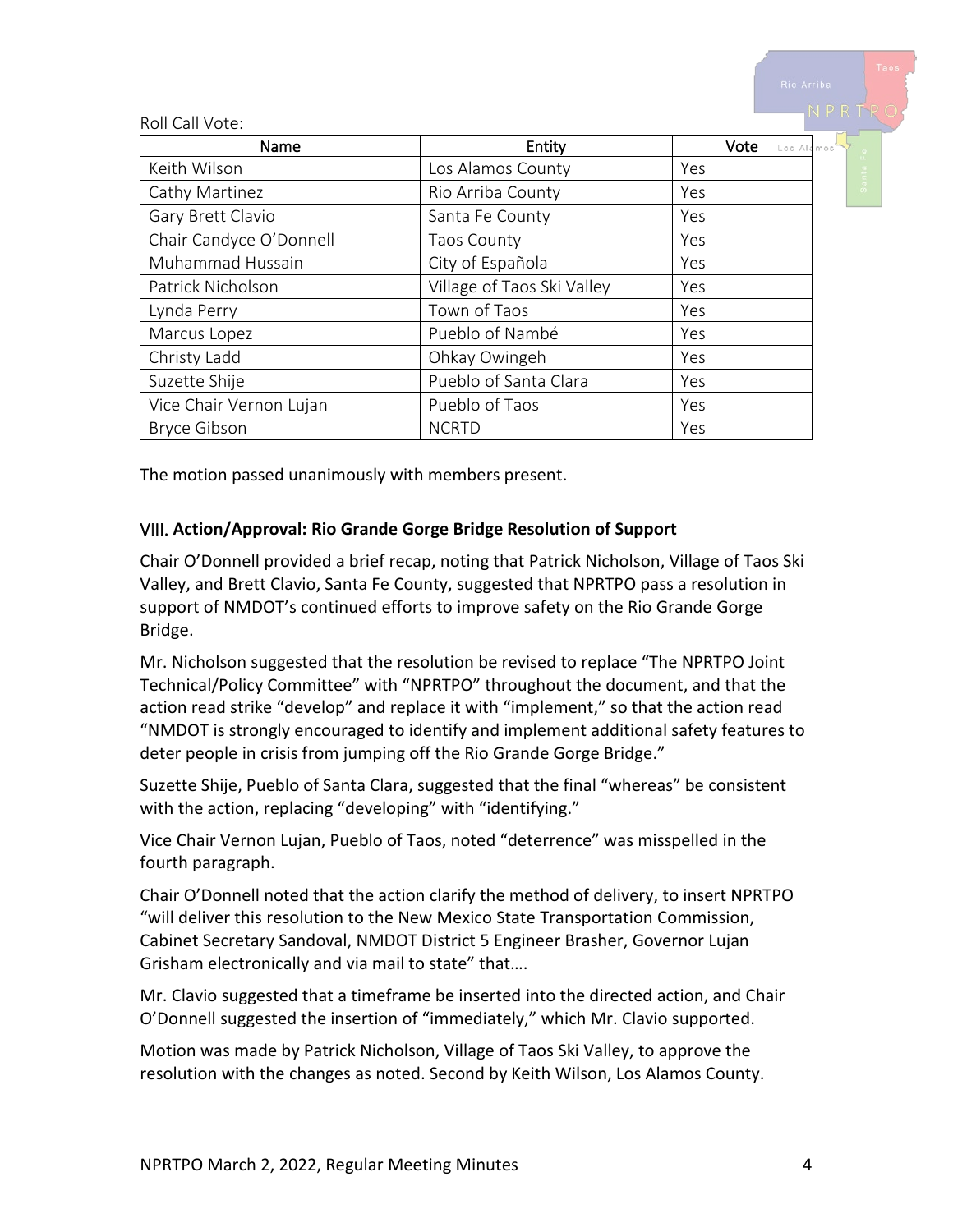Roll Call Vote:

| Name | Entity | Vote |
|---|---|---|
| Keith Wilson | Los Alamos County | Yes |
| Cathy Martinez | Rio Arriba County | Yes |
| Gary Brett Clavio | Santa Fe County | Yes |
| Chair Candyce O'Donnell | Taos County | Yes |
| Muhammad Hussain | City of Española | Yes |
| Patrick Nicholson | Village of Taos Ski Valley | Yes |
| Lynda Perry | Town of Taos | Yes |
| Marcus Lopez | Pueblo of Nambé | Yes |
| Christy Ladd | Ohkay Owingeh | Yes |
| Suzette Shije | Pueblo of Santa Clara | Yes |
| Vice Chair Vernon Lujan | Pueblo of Taos | Yes |
| Bryce Gibson | NCRTD | Yes |

The motion passed unanimously with members present.

## VIII. Action/Approval: Rio Grande Gorge Bridge Resolution of Support

Chair O'Donnell provided a brief recap, noting that Patrick Nicholson, Village of Taos Ski Valley, and Brett Clavio, Santa Fe County, suggested that NPRTPO pass a resolution in support of NMDOT's continued efforts to improve safety on the Rio Grande Gorge Bridge.

Mr. Nicholson suggested that the resolution be revised to replace "The NPRTPO Joint Technical/Policy Committee" with "NPRTPO" throughout the document, and that the action read strike "develop" and replace it with "implement," so that the action read "NMDOT is strongly encouraged to identify and implement additional safety features to deter people in crisis from jumping off the Rio Grande Gorge Bridge."

Suzette Shije, Pueblo of Santa Clara, suggested that the final "whereas" be consistent with the action, replacing "developing" with "identifying."

Vice Chair Vernon Lujan, Pueblo of Taos, noted "deterrence" was misspelled in the fourth paragraph.

Chair O'Donnell noted that the action clarify the method of delivery, to insert NPRTPO "will deliver this resolution to the New Mexico State Transportation Commission, Cabinet Secretary Sandoval, NMDOT District 5 Engineer Brasher, Governor Lujan Grisham electronically and via mail to state" that….

Mr. Clavio suggested that a timeframe be inserted into the directed action, and Chair O'Donnell suggested the insertion of "immediately," which Mr. Clavio supported.

Motion was made by Patrick Nicholson, Village of Taos Ski Valley, to approve the resolution with the changes as noted. Second by Keith Wilson, Los Alamos County.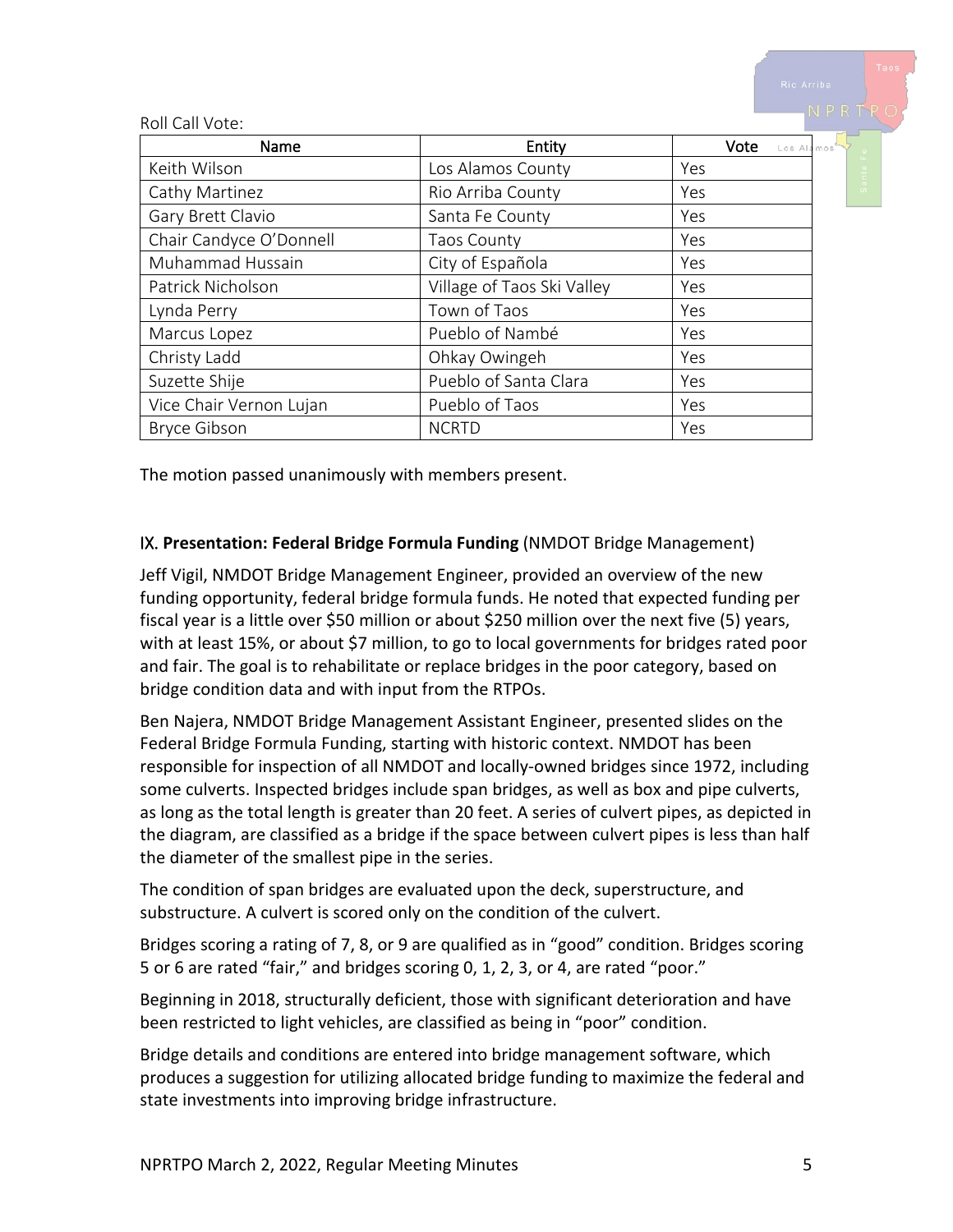Roll Call Vote:

| Name | Entity | Vote |
| --- | --- | --- |
| Keith Wilson | Los Alamos County | Yes |
| Cathy Martinez | Rio Arriba County | Yes |
| Gary Brett Clavio | Santa Fe County | Yes |
| Chair Candyce O'Donnell | Taos County | Yes |
| Muhammad Hussain | City of Española | Yes |
| Patrick Nicholson | Village of Taos Ski Valley | Yes |
| Lynda Perry | Town of Taos | Yes |
| Marcus Lopez | Pueblo of Nambé | Yes |
| Christy Ladd | Ohkay Owingeh | Yes |
| Suzette Shije | Pueblo of Santa Clara | Yes |
| Vice Chair Vernon Lujan | Pueblo of Taos | Yes |
| Bryce Gibson | NCRTD | Yes |

The motion passed unanimously with members present.

## IX. **Presentation: Federal Bridge Formula Funding** (NMDOT Bridge Management)

Jeff Vigil, NMDOT Bridge Management Engineer, provided an overview of the new funding opportunity, federal bridge formula funds. He noted that expected funding per fiscal year is a little over $50 million or about $250 million over the next five (5) years, with at least 15%, or about $7 million, to go to local governments for bridges rated poor and fair. The goal is to rehabilitate or replace bridges in the poor category, based on bridge condition data and with input from the RTPOs.

Ben Najera, NMDOT Bridge Management Assistant Engineer, presented slides on the Federal Bridge Formula Funding, starting with historic context. NMDOT has been responsible for inspection of all NMDOT and locally-owned bridges since 1972, including some culverts. Inspected bridges include span bridges, as well as box and pipe culverts, as long as the total length is greater than 20 feet. A series of culvert pipes, as depicted in the diagram, are classified as a bridge if the space between culvert pipes is less than half the diameter of the smallest pipe in the series.

The condition of span bridges are evaluated upon the deck, superstructure, and substructure. A culvert is scored only on the condition of the culvert.

Bridges scoring a rating of 7, 8, or 9 are qualified as in "good" condition. Bridges scoring 5 or 6 are rated "fair," and bridges scoring 0, 1, 2, 3, or 4, are rated "poor."

Beginning in 2018, structurally deficient, those with significant deterioration and have been restricted to light vehicles, are classified as being in "poor" condition.

Bridge details and conditions are entered into bridge management software, which produces a suggestion for utilizing allocated bridge funding to maximize the federal and state investments into improving bridge infrastructure.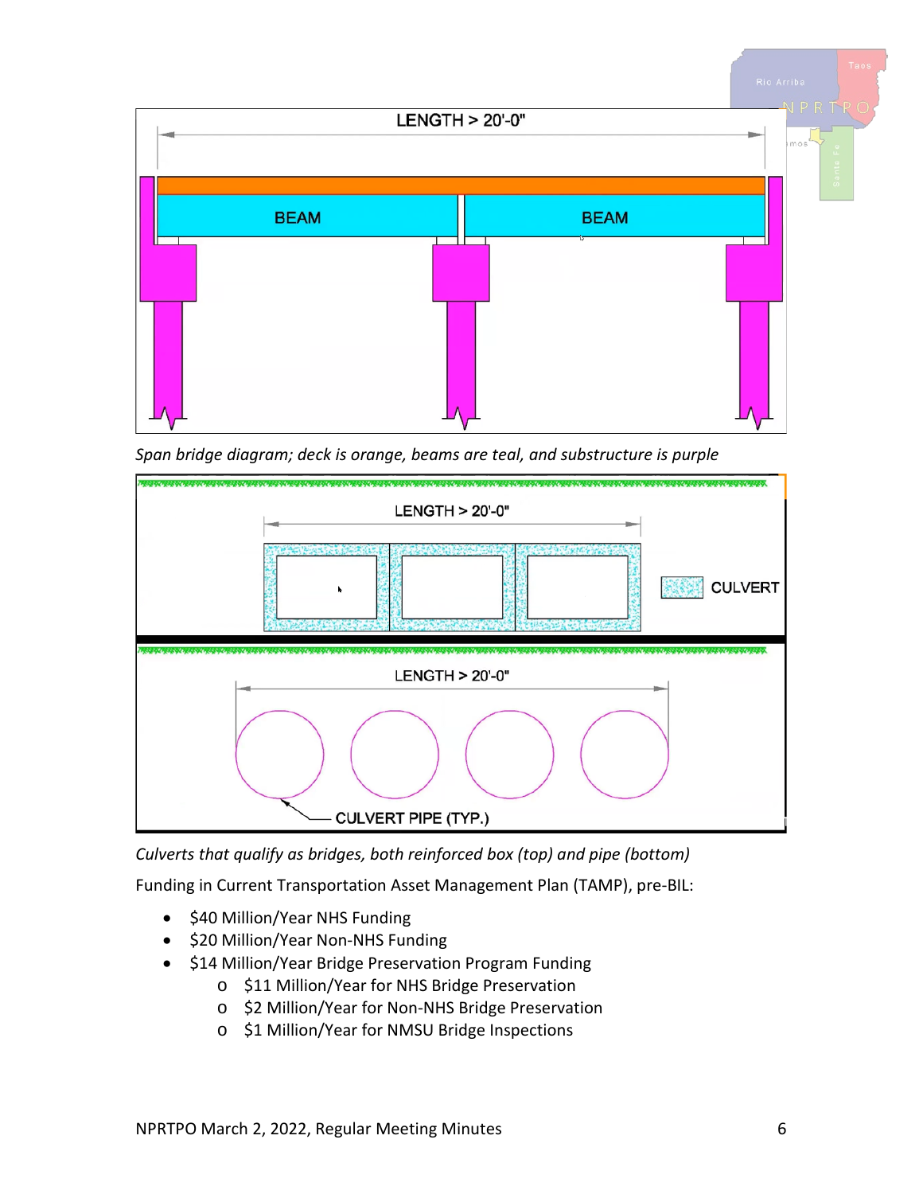*Span bridge diagram; deck is orange, beams are teal, and substructure is purple*

*Culverts that qualify as bridges, both reinforced box (top) and pipe (bottom)*

Funding in Current Transportation Asset Management Plan (TAMP), pre-BIL:

- $40 Million/Year NHS Funding
- $20 Million/Year Non-NHS Funding
- $14 Million/Year Bridge Preservation Program Funding
  - $11 Million/Year for NHS Bridge Preservation
  - $2 Million/Year for Non-NHS Bridge Preservation
  - $1 Million/Year for NMSU Bridge Inspections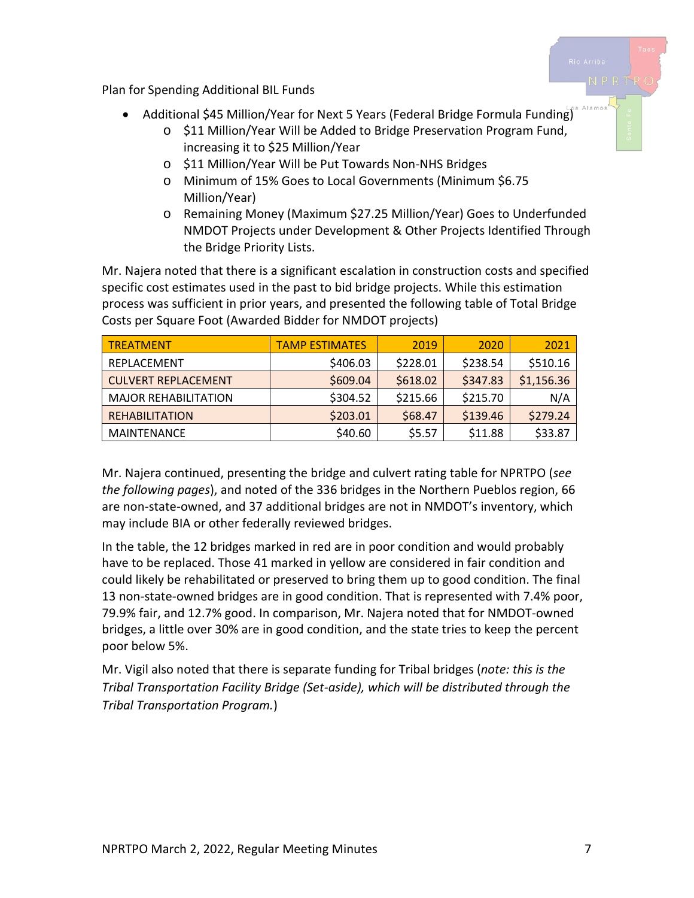Plan for Spending Additional BIL Funds

- Additional $45 Million/Year for Next 5 Years (Federal Bridge Formula Funding)
  - $11 Million/Year Will be Added to Bridge Preservation Program Fund, increasing it to $25 Million/Year
  - $11 Million/Year Will be Put Towards Non-NHS Bridges
  - Minimum of 15% Goes to Local Governments (Minimum $6.75 Million/Year)
  - Remaining Money (Maximum $27.25 Million/Year) Goes to Underfunded NMDOT Projects under Development & Other Projects Identified Through the Bridge Priority Lists.

Mr. Najera noted that there is a significant escalation in construction costs and specified specific cost estimates used in the past to bid bridge projects. While this estimation process was sufficient in prior years, and presented the following table of Total Bridge Costs per Square Foot (Awarded Bidder for NMDOT projects)

| TREATMENT | TAMP ESTIMATES | 2019 | 2020 | 2021 |
|---|---|---|---|---|
| REPLACEMENT | $406.03 | $228.01 | $238.54 | $510.16 |
| CULVERT REPLACEMENT | $609.04 | $618.02 | $347.83 | $1,156.36 |
| MAJOR REHABILITATION | $304.52 | $215.66 | $215.70 | N/A |
| REHABILITATION | $203.01 | $68.47 | $139.46 | $279.24 |
| MAINTENANCE | $40.60 | $5.57 | $11.88 | $33.87 |

Mr. Najera continued, presenting the bridge and culvert rating table for NPRTPO (*see the following pages*), and noted of the 336 bridges in the Northern Pueblos region, 66 are non-state-owned, and 37 additional bridges are not in NMDOT's inventory, which may include BIA or other federally reviewed bridges.

In the table, the 12 bridges marked in red are in poor condition and would probably have to be replaced. Those 41 marked in yellow are considered in fair condition and could likely be rehabilitated or preserved to bring them up to good condition. The final 13 non-state-owned bridges are in good condition. That is represented with 7.4% poor, 79.9% fair, and 12.7% good. In comparison, Mr. Najera noted that for NMDOT-owned bridges, a little over 30% are in good condition, and the state tries to keep the percent poor below 5%.

Mr. Vigil also noted that there is separate funding for Tribal bridges (*note: this is the Tribal Transportation Facility Bridge (Set-aside), which will be distributed through the Tribal Transportation Program.*)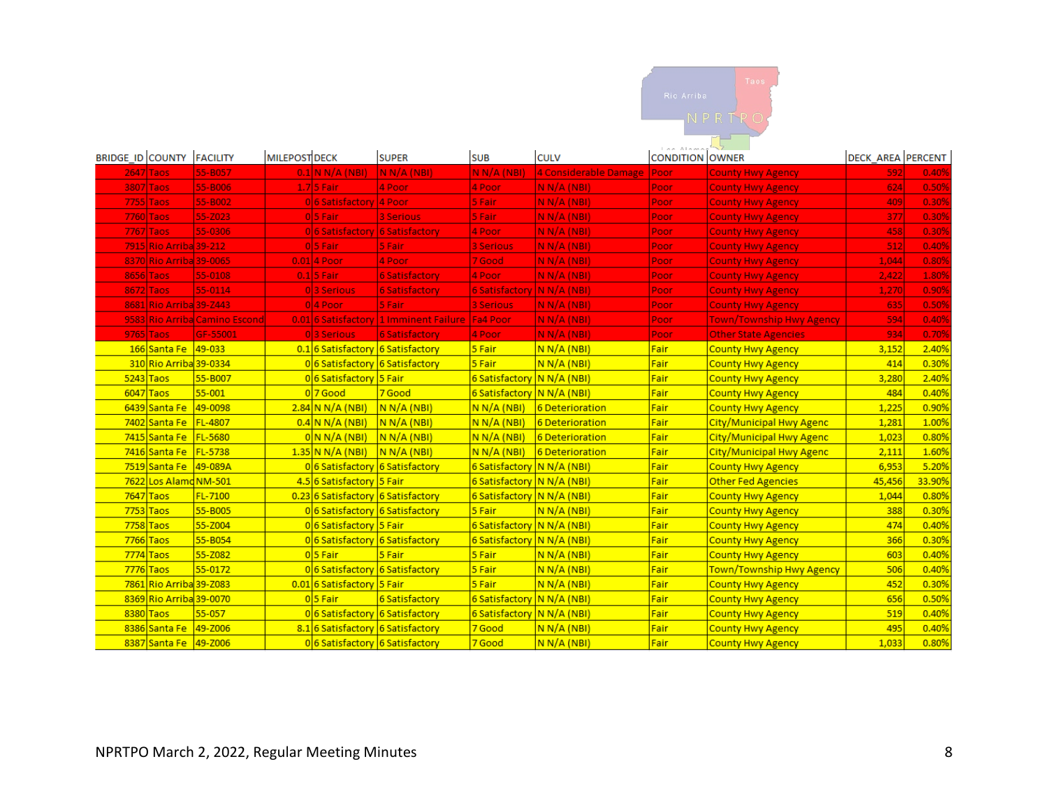| BRIDGE_ID | COUNTY | FACILITY | MILEPOST | DECK | SUPER | SUB | CULV | CONDITION | OWNER | DECK_AREA | PERCENT |
|---|---|---|---|---|---|---|---|---|---|---|---|
| 2647 | Taos | 55-B057 | 0.1 | N N/A (NBI) | N N/A (NBI) | N N/A (NBI) | 4 Considerable Damage | Poor | County Hwy Agency | 592 | 0.40% |
| 3807 | Taos | 55-B006 | 1.7 | 5 Fair | 4 Poor | 4 Poor | N N/A (NBI) | Poor | County Hwy Agency | 624 | 0.50% |
| 7755 | Taos | 55-B002 | 0 | 6 Satisfactory | 4 Poor | 5 Fair | N N/A (NBI) | Poor | County Hwy Agency | 409 | 0.30% |
| 7760 | Taos | 55-Z023 | 0 | 5 Fair | 3 Serious | 5 Fair | N N/A (NBI) | Poor | County Hwy Agency | 377 | 0.30% |
| 7767 | Taos | 55-0306 | 0 | 6 Satisfactory | 6 Satisfactory | 4 Poor | N N/A (NBI) | Poor | County Hwy Agency | 458 | 0.30% |
| 7915 | Rio Arriba | 39-212 | 0 | 5 Fair | 5 Fair | 3 Serious | N N/A (NBI) | Poor | County Hwy Agency | 512 | 0.40% |
| 8370 | Rio Arriba | 39-0065 | 0.01 | 4 Poor | 4 Poor | 7 Good | N N/A (NBI) | Poor | County Hwy Agency | 1,044 | 0.80% |
| 8656 | Taos | 55-0108 | 0.1 | 5 Fair | 6 Satisfactory | 4 Poor | N N/A (NBI) | Poor | County Hwy Agency | 2,422 | 1.80% |
| 8672 | Taos | 55-0114 | 0 | 3 Serious | 6 Satisfactory | 6 Satisfactory | N N/A (NBI) | Poor | County Hwy Agency | 1,270 | 0.90% |
| 8681 | Rio Arriba | 39-Z443 | 0 | 4 Poor | 5 Fair | 3 Serious | N N/A (NBI) | Poor | County Hwy Agency | 635 | 0.50% |
| 9583 | Rio Arriba | Camino Escond | 0.01 | 6 Satisfactory | 1 Imminent Failure | Fa4 Poor | N N/A (NBI) | Poor | Town/Township Hwy Agency | 594 | 0.40% |
| 9765 | Taos | GF-55001 | 0 | 3 Serious | 6 Satisfactory | 4 Poor | N N/A (NBI) | Poor | Other State Agencies | 934 | 0.70% |
| 166 | Santa Fe | 49-033 | 0.1 | 6 Satisfactory | 6 Satisfactory | 5 Fair | N N/A (NBI) | Fair | County Hwy Agency | 3,152 | 2.40% |
| 310 | Rio Arriba | 39-0334 | 0 | 6 Satisfactory | 6 Satisfactory | 5 Fair | N N/A (NBI) | Fair | County Hwy Agency | 414 | 0.30% |
| 5243 | Taos | 55-B007 | 0 | 6 Satisfactory | 5 Fair | 6 Satisfactory | N N/A (NBI) | Fair | County Hwy Agency | 3,280 | 2.40% |
| 6047 | Taos | 55-001 | 0 | 7 Good | 7 Good | 6 Satisfactory | N N/A (NBI) | Fair | County Hwy Agency | 484 | 0.40% |
| 6439 | Santa Fe | 49-0098 | 2.84 | N N/A (NBI) | N N/A (NBI) | N N/A (NBI) | 6 Deterioration | Fair | County Hwy Agency | 1,225 | 0.90% |
| 7402 | Santa Fe | FL-4807 | 0.4 | N N/A (NBI) | N N/A (NBI) | N N/A (NBI) | 6 Deterioration | Fair | City/Municipal Hwy Agenc | 1,281 | 1.00% |
| 7415 | Santa Fe | FL-5680 | 0 | N N/A (NBI) | N N/A (NBI) | N N/A (NBI) | 6 Deterioration | Fair | City/Municipal Hwy Agenc | 1,023 | 0.80% |
| 7416 | Santa Fe | FL-5738 | 1.35 | N N/A (NBI) | N N/A (NBI) | N N/A (NBI) | 6 Deterioration | Fair | City/Municipal Hwy Agenc | 2,111 | 1.60% |
| 7519 | Santa Fe | 49-089A | 0 | 6 Satisfactory | 6 Satisfactory | 6 Satisfactory | N N/A (NBI) | Fair | County Hwy Agency | 6,953 | 5.20% |
| 7622 | Los Alamo | NM-501 | 4.5 | 6 Satisfactory | 5 Fair | 6 Satisfactory | N N/A (NBI) | Fair | Other Fed Agencies | 45,456 | 33.90% |
| 7647 | Taos | FL-7100 | 0.23 | 6 Satisfactory | 6 Satisfactory | 6 Satisfactory | N N/A (NBI) | Fair | County Hwy Agency | 1,044 | 0.80% |
| 7753 | Taos | 55-B005 | 0 | 6 Satisfactory | 6 Satisfactory | 5 Fair | N N/A (NBI) | Fair | County Hwy Agency | 388 | 0.30% |
| 7758 | Taos | 55-Z004 | 0 | 6 Satisfactory | 5 Fair | 6 Satisfactory | N N/A (NBI) | Fair | County Hwy Agency | 474 | 0.40% |
| 7766 | Taos | 55-B054 | 0 | 6 Satisfactory | 6 Satisfactory | 6 Satisfactory | N N/A (NBI) | Fair | County Hwy Agency | 366 | 0.30% |
| 7774 | Taos | 55-Z082 | 0 | 5 Fair | 5 Fair | 5 Fair | N N/A (NBI) | Fair | County Hwy Agency | 603 | 0.40% |
| 7776 | Taos | 55-0172 | 0 | 6 Satisfactory | 6 Satisfactory | 5 Fair | N N/A (NBI) | Fair | Town/Township Hwy Agency | 506 | 0.40% |
| 7861 | Rio Arriba | 39-Z083 | 0.01 | 6 Satisfactory | 5 Fair | 5 Fair | N N/A (NBI) | Fair | County Hwy Agency | 452 | 0.30% |
| 8369 | Rio Arriba | 39-0070 | 0 | 5 Fair | 6 Satisfactory | 6 Satisfactory | N N/A (NBI) | Fair | County Hwy Agency | 656 | 0.50% |
| 8380 | Taos | 55-057 | 0 | 6 Satisfactory | 6 Satisfactory | 6 Satisfactory | N N/A (NBI) | Fair | County Hwy Agency | 519 | 0.40% |
| 8386 | Santa Fe | 49-Z006 | 8.1 | 6 Satisfactory | 6 Satisfactory | 7 Good | N N/A (NBI) | Fair | County Hwy Agency | 495 | 0.40% |
| 8387 | Santa Fe | 49-Z006 | 0 | 6 Satisfactory | 6 Satisfactory | 7 Good | N N/A (NBI) | Fair | County Hwy Agency | 1,033 | 0.80% |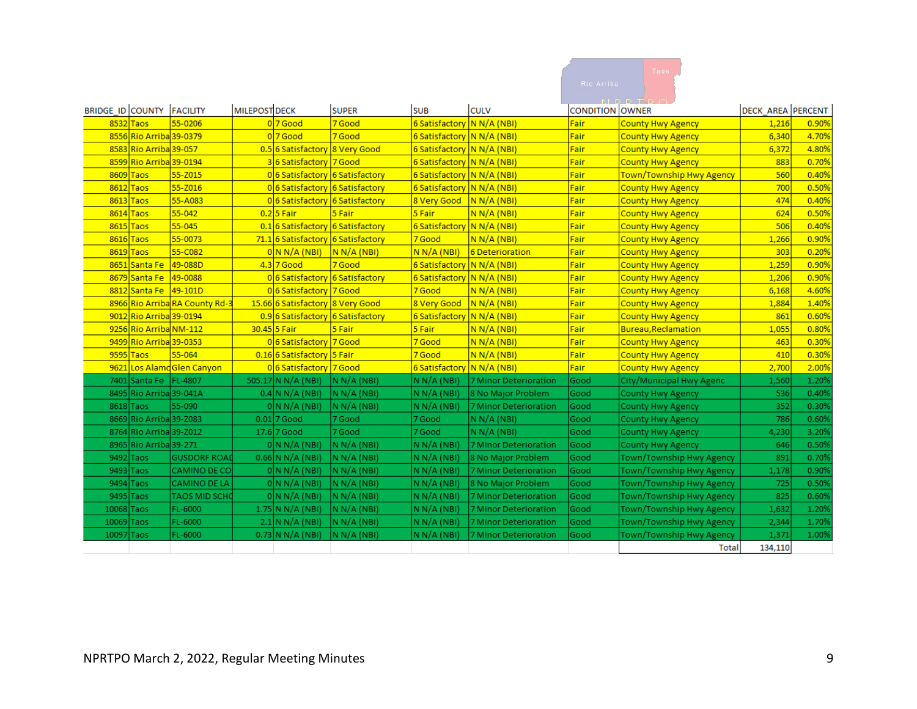| BRIDGE_ID | COUNTY | FACILITY | MILEPOST | DECK | SUPER | SUB | CULV | CONDITION | OWNER | DECK_AREA | PERCENT |
|---|---|---|---|---|---|---|---|---|---|---|---|
| 8532 | Taos | 55-0206 | 0 | 7 Good | 7 Good | 6 Satisfactory | N N/A (NBI) | Fair | County Hwy Agency | 1,216 | 0.90% |
| 8556 | Rio Arriba | 39-0379 | 0 | 7 Good | 7 Good | 6 Satisfactory | N N/A (NBI) | Fair | County Hwy Agency | 6,340 | 4.70% |
| 8583 | Rio Arriba | 39-057 | 0.5 | 6 Satisfactory | 8 Very Good | 6 Satisfactory | N N/A (NBI) | Fair | County Hwy Agency | 6,372 | 4.80% |
| 8599 | Rio Arriba | 39-0194 | 3 | 6 Satisfactory | 7 Good | 6 Satisfactory | N N/A (NBI) | Fair | County Hwy Agency | 883 | 0.70% |
| 8609 | Taos | 55-Z015 | 0 | 6 Satisfactory | 6 Satisfactory | 6 Satisfactory | N N/A (NBI) | Fair | Town/Township Hwy Agency | 560 | 0.40% |
| 8612 | Taos | 55-Z016 | 0 | 6 Satisfactory | 6 Satisfactory | 6 Satisfactory | N N/A (NBI) | Fair | County Hwy Agency | 700 | 0.50% |
| 8613 | Taos | 55-A083 | 0 | 6 Satisfactory | 6 Satisfactory | 8 Very Good | N N/A (NBI) | Fair | County Hwy Agency | 474 | 0.40% |
| 8614 | Taos | 55-042 | 0.2 | 5 Fair | 5 Fair | 5 Fair | N N/A (NBI) | Fair | County Hwy Agency | 624 | 0.50% |
| 8615 | Taos | 55-045 | 0.1 | 6 Satisfactory | 6 Satisfactory | 6 Satisfactory | N N/A (NBI) | Fair | County Hwy Agency | 506 | 0.40% |
| 8616 | Taos | 55-0073 | 71.1 | 6 Satisfactory | 6 Satisfactory | 7 Good | N N/A (NBI) | Fair | County Hwy Agency | 1,266 | 0.90% |
| 8619 | Taos | 55-C082 | 0 | N N/A (NBI) | N N/A (NBI) | N N/A (NBI) | 6 Deterioration | Fair | County Hwy Agency | 303 | 0.20% |
| 8651 | Santa Fe | 49-088D | 4.3 | 7 Good | 7 Good | 6 Satisfactory | N N/A (NBI) | Fair | County Hwy Agency | 1,259 | 0.90% |
| 8679 | Santa Fe | 49-0088 | 0 | 6 Satisfactory | 6 Satisfactory | 6 Satisfactory | N N/A (NBI) | Fair | County Hwy Agency | 1,206 | 0.90% |
| 8812 | Santa Fe | 49-101D | 0 | 6 Satisfactory | 7 Good | 7 Good | N N/A (NBI) | Fair | County Hwy Agency | 6,168 | 4.60% |
| 8966 | Rio Arriba | RA County Rd-3 | 15.66 | 6 Satisfactory | 8 Very Good | 8 Very Good | N N/A (NBI) | Fair | County Hwy Agency | 1,884 | 1.40% |
| 9012 | Rio Arriba | 39-0194 | 0.9 | 6 Satisfactory | 6 Satisfactory | 6 Satisfactory | N N/A (NBI) | Fair | County Hwy Agency | 861 | 0.60% |
| 9256 | Rio Arriba | NM-112 | 30.45 | 5 Fair | 5 Fair | 5 Fair | N N/A (NBI) | Fair | Bureau,Reclamation | 1,055 | 0.80% |
| 9499 | Rio Arriba | 39-0353 | 0 | 6 Satisfactory | 7 Good | 7 Good | N N/A (NBI) | Fair | County Hwy Agency | 463 | 0.30% |
| 9595 | Taos | 55-064 | 0.16 | 6 Satisfactory | 5 Fair | 7 Good | N N/A (NBI) | Fair | County Hwy Agency | 410 | 0.30% |
| 9621 | Los Alamos | Glen Canyon | 0 | 6 Satisfactory | 7 Good | 6 Satisfactory | N N/A (NBI) | Fair | County Hwy Agency | 2,700 | 2.00% |
| 7401 | Santa Fe | FL-4807 | 505.17 | N N/A (NBI) | N N/A (NBI) | N N/A (NBI) | 7 Minor Deterioration | Good | City/Municipal Hwy Agenc | 1,560 | 1.20% |
| 8495 | Rio Arriba | 39-041A | 0.4 | N N/A (NBI) | N N/A (NBI) | N N/A (NBI) | 8 No Major Problem | Good | County Hwy Agency | 536 | 0.40% |
| 8618 | Taos | 55-090 | 0 | N N/A (NBI) | N N/A (NBI) | N N/A (NBI) | 7 Minor Deterioration | Good | County Hwy Agency | 352 | 0.30% |
| 8669 | Rio Arriba | 39-Z083 | 0.01 | 7 Good | 7 Good | 7 Good | N N/A (NBI) | Good | County Hwy Agency | 786 | 0.60% |
| 8764 | Rio Arriba | 39-Z012 | 17.6 | 7 Good | 7 Good | 7 Good | N N/A (NBI) | Good | County Hwy Agency | 4,230 | 3.20% |
| 8965 | Rio Arriba | 39-271 | 0 | N N/A (NBI) | N N/A (NBI) | N N/A (NBI) | 7 Minor Deterioration | Good | County Hwy Agency | 646 | 0.50% |
| 9492 | Taos | GUSDORF ROAD | 0.66 | N N/A (NBI) | N N/A (NBI) | N N/A (NBI) | 8 No Major Problem | Good | Town/Township Hwy Agency | 891 | 0.70% |
| 9493 | Taos | CAMINO DE CO | 0 | N N/A (NBI) | N N/A (NBI) | N N/A (NBI) | 7 Minor Deterioration | Good | Town/Township Hwy Agency | 1,178 | 0.90% |
| 9494 | Taos | CAMINO DE LA | 0 | N N/A (NBI) | N N/A (NBI) | N N/A (NBI) | 8 No Major Problem | Good | Town/Township Hwy Agency | 725 | 0.50% |
| 9495 | Taos | TAOS MID SCHO | 0 | N N/A (NBI) | N N/A (NBI) | N N/A (NBI) | 7 Minor Deterioration | Good | Town/Township Hwy Agency | 825 | 0.60% |
| 10068 | Taos | FL-6000 | 1.75 | N N/A (NBI) | N N/A (NBI) | N N/A (NBI) | 7 Minor Deterioration | Good | Town/Township Hwy Agency | 1,632 | 1.20% |
| 10069 | Taos | FL-6000 | 2.1 | N N/A (NBI) | N N/A (NBI) | N N/A (NBI) | 7 Minor Deterioration | Good | Town/Township Hwy Agency | 2,344 | 1.70% |
| 10097 | Taos | FL-6000 | 0.73 | N N/A (NBI) | N N/A (NBI) | N N/A (NBI) | 7 Minor Deterioration | Good | Town/Township Hwy Agency | 1,371 | 1.00% |
| | | | | | | | | | Total | 134,110 | |

NPRTPO March 2, 2022, Regular Meeting Minutes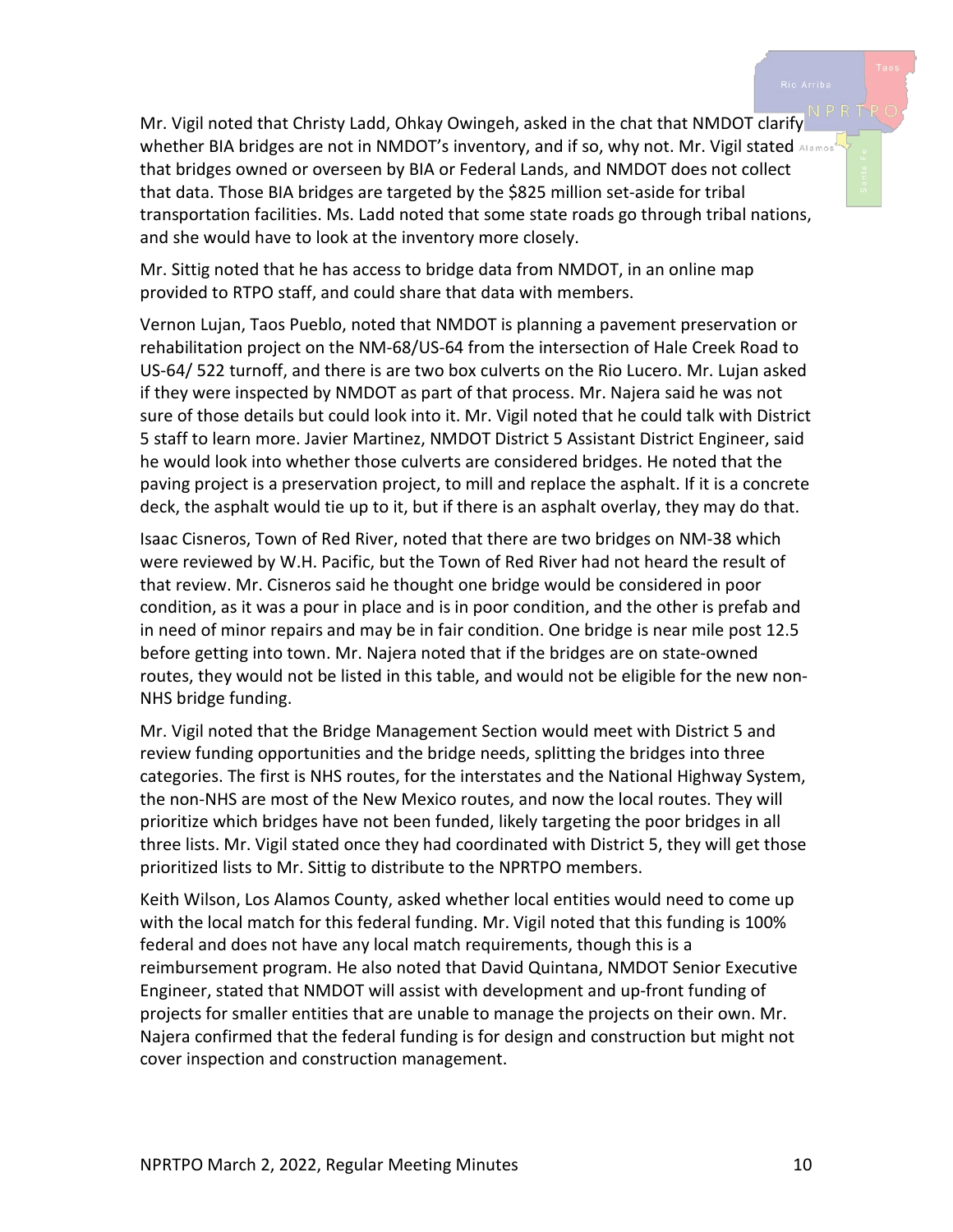Mr. Vigil noted that Christy Ladd, Ohkay Owingeh, asked in the chat that NMDOT clarify whether BIA bridges are not in NMDOT's inventory, and if so, why not. Mr. Vigil stated that bridges owned or overseen by BIA or Federal Lands, and NMDOT does not collect that data. Those BIA bridges are targeted by the $825 million set-aside for tribal transportation facilities. Ms. Ladd noted that some state roads go through tribal nations, and she would have to look at the inventory more closely.

Mr. Sittig noted that he has access to bridge data from NMDOT, in an online map provided to RTPO staff, and could share that data with members.

Vernon Lujan, Taos Pueblo, noted that NMDOT is planning a pavement preservation or rehabilitation project on the NM-68/US-64 from the intersection of Hale Creek Road to US-64/ 522 turnoff, and there is are two box culverts on the Rio Lucero. Mr. Lujan asked if they were inspected by NMDOT as part of that process. Mr. Najera said he was not sure of those details but could look into it. Mr. Vigil noted that he could talk with District 5 staff to learn more. Javier Martinez, NMDOT District 5 Assistant District Engineer, said he would look into whether those culverts are considered bridges. He noted that the paving project is a preservation project, to mill and replace the asphalt. If it is a concrete deck, the asphalt would tie up to it, but if there is an asphalt overlay, they may do that.

Isaac Cisneros, Town of Red River, noted that there are two bridges on NM-38 which were reviewed by W.H. Pacific, but the Town of Red River had not heard the result of that review. Mr. Cisneros said he thought one bridge would be considered in poor condition, as it was a pour in place and is in poor condition, and the other is prefab and in need of minor repairs and may be in fair condition. One bridge is near mile post 12.5 before getting into town. Mr. Najera noted that if the bridges are on state-owned routes, they would not be listed in this table, and would not be eligible for the new non-NHS bridge funding.

Mr. Vigil noted that the Bridge Management Section would meet with District 5 and review funding opportunities and the bridge needs, splitting the bridges into three categories. The first is NHS routes, for the interstates and the National Highway System, the non-NHS are most of the New Mexico routes, and now the local routes. They will prioritize which bridges have not been funded, likely targeting the poor bridges in all three lists. Mr. Vigil stated once they had coordinated with District 5, they will get those prioritized lists to Mr. Sittig to distribute to the NPRTPO members.

Keith Wilson, Los Alamos County, asked whether local entities would need to come up with the local match for this federal funding. Mr. Vigil noted that this funding is 100% federal and does not have any local match requirements, though this is a reimbursement program. He also noted that David Quintana, NMDOT Senior Executive Engineer, stated that NMDOT will assist with development and up-front funding of projects for smaller entities that are unable to manage the projects on their own. Mr. Najera confirmed that the federal funding is for design and construction but might not cover inspection and construction management.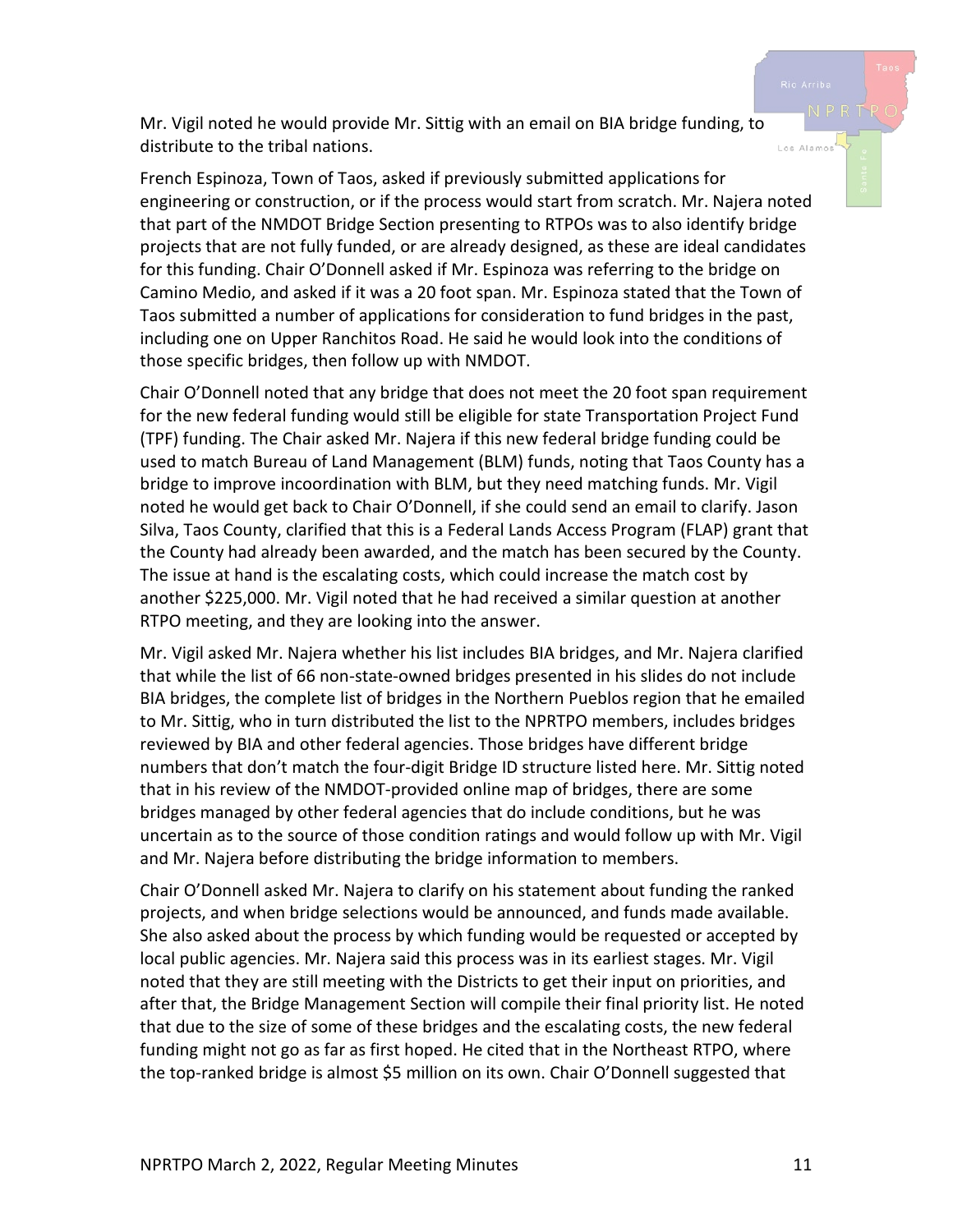Mr. Vigil noted he would provide Mr. Sittig with an email on BIA bridge funding, to distribute to the tribal nations.

French Espinoza, Town of Taos, asked if previously submitted applications for engineering or construction, or if the process would start from scratch. Mr. Najera noted that part of the NMDOT Bridge Section presenting to RTPOs was to also identify bridge projects that are not fully funded, or are already designed, as these are ideal candidates for this funding. Chair O'Donnell asked if Mr. Espinoza was referring to the bridge on Camino Medio, and asked if it was a 20 foot span. Mr. Espinoza stated that the Town of Taos submitted a number of applications for consideration to fund bridges in the past, including one on Upper Ranchitos Road. He said he would look into the conditions of those specific bridges, then follow up with NMDOT.

Chair O'Donnell noted that any bridge that does not meet the 20 foot span requirement for the new federal funding would still be eligible for state Transportation Project Fund (TPF) funding. The Chair asked Mr. Najera if this new federal bridge funding could be used to match Bureau of Land Management (BLM) funds, noting that Taos County has a bridge to improve incoordination with BLM, but they need matching funds. Mr. Vigil noted he would get back to Chair O'Donnell, if she could send an email to clarify. Jason Silva, Taos County, clarified that this is a Federal Lands Access Program (FLAP) grant that the County had already been awarded, and the match has been secured by the County. The issue at hand is the escalating costs, which could increase the match cost by another $225,000. Mr. Vigil noted that he had received a similar question at another RTPO meeting, and they are looking into the answer.

Mr. Vigil asked Mr. Najera whether his list includes BIA bridges, and Mr. Najera clarified that while the list of 66 non-state-owned bridges presented in his slides do not include BIA bridges, the complete list of bridges in the Northern Pueblos region that he emailed to Mr. Sittig, who in turn distributed the list to the NPRTPO members, includes bridges reviewed by BIA and other federal agencies. Those bridges have different bridge numbers that don't match the four-digit Bridge ID structure listed here. Mr. Sittig noted that in his review of the NMDOT-provided online map of bridges, there are some bridges managed by other federal agencies that do include conditions, but he was uncertain as to the source of those condition ratings and would follow up with Mr. Vigil and Mr. Najera before distributing the bridge information to members.

Chair O'Donnell asked Mr. Najera to clarify on his statement about funding the ranked projects, and when bridge selections would be announced, and funds made available. She also asked about the process by which funding would be requested or accepted by local public agencies. Mr. Najera said this process was in its earliest stages. Mr. Vigil noted that they are still meeting with the Districts to get their input on priorities, and after that, the Bridge Management Section will compile their final priority list. He noted that due to the size of some of these bridges and the escalating costs, the new federal funding might not go as far as first hoped. He cited that in the Northeast RTPO, where the top-ranked bridge is almost $5 million on its own. Chair O'Donnell suggested that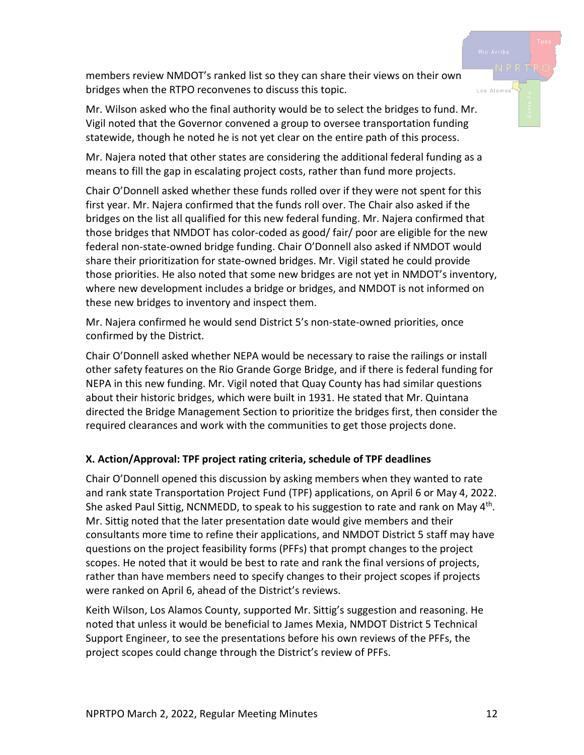members review NMDOT's ranked list so they can share their views on their own bridges when the RTPO reconvenes to discuss this topic.

Mr. Wilson asked who the final authority would be to select the bridges to fund. Mr. Vigil noted that the Governor convened a group to oversee transportation funding statewide, though he noted he is not yet clear on the entire path of this process.

Mr. Najera noted that other states are considering the additional federal funding as a means to fill the gap in escalating project costs, rather than fund more projects.

Chair O'Donnell asked whether these funds rolled over if they were not spent for this first year. Mr. Najera confirmed that the funds roll over. The Chair also asked if the bridges on the list all qualified for this new federal funding. Mr. Najera confirmed that those bridges that NMDOT has color-coded as good/ fair/ poor are eligible for the new federal non-state-owned bridge funding. Chair O'Donnell also asked if NMDOT would share their prioritization for state-owned bridges. Mr. Vigil stated he could provide those priorities. He also noted that some new bridges are not yet in NMDOT's inventory, where new development includes a bridge or bridges, and NMDOT is not informed on these new bridges to inventory and inspect them.

Mr. Najera confirmed he would send District 5's non-state-owned priorities, once confirmed by the District.

Chair O'Donnell asked whether NEPA would be necessary to raise the railings or install other safety features on the Rio Grande Gorge Bridge, and if there is federal funding for NEPA in this new funding. Mr. Vigil noted that Quay County has had similar questions about their historic bridges, which were built in 1931. He stated that Mr. Quintana directed the Bridge Management Section to prioritize the bridges first, then consider the required clearances and work with the communities to get those projects done.

### X. Action/Approval: TPF project rating criteria, schedule of TPF deadlines

Chair O'Donnell opened this discussion by asking members when they wanted to rate and rank state Transportation Project Fund (TPF) applications, on April 6 or May 4, 2022. She asked Paul Sittig, NCNMEDD, to speak to his suggestion to rate and rank on May 4th. Mr. Sittig noted that the later presentation date would give members and their consultants more time to refine their applications, and NMDOT District 5 staff may have questions on the project feasibility forms (PFFs) that prompt changes to the project scopes. He noted that it would be best to rate and rank the final versions of projects, rather than have members need to specify changes to their project scopes if projects were ranked on April 6, ahead of the District's reviews.

Keith Wilson, Los Alamos County, supported Mr. Sittig's suggestion and reasoning. He noted that unless it would be beneficial to James Mexia, NMDOT District 5 Technical Support Engineer, to see the presentations before his own reviews of the PFFs, the project scopes could change through the District's review of PFFs.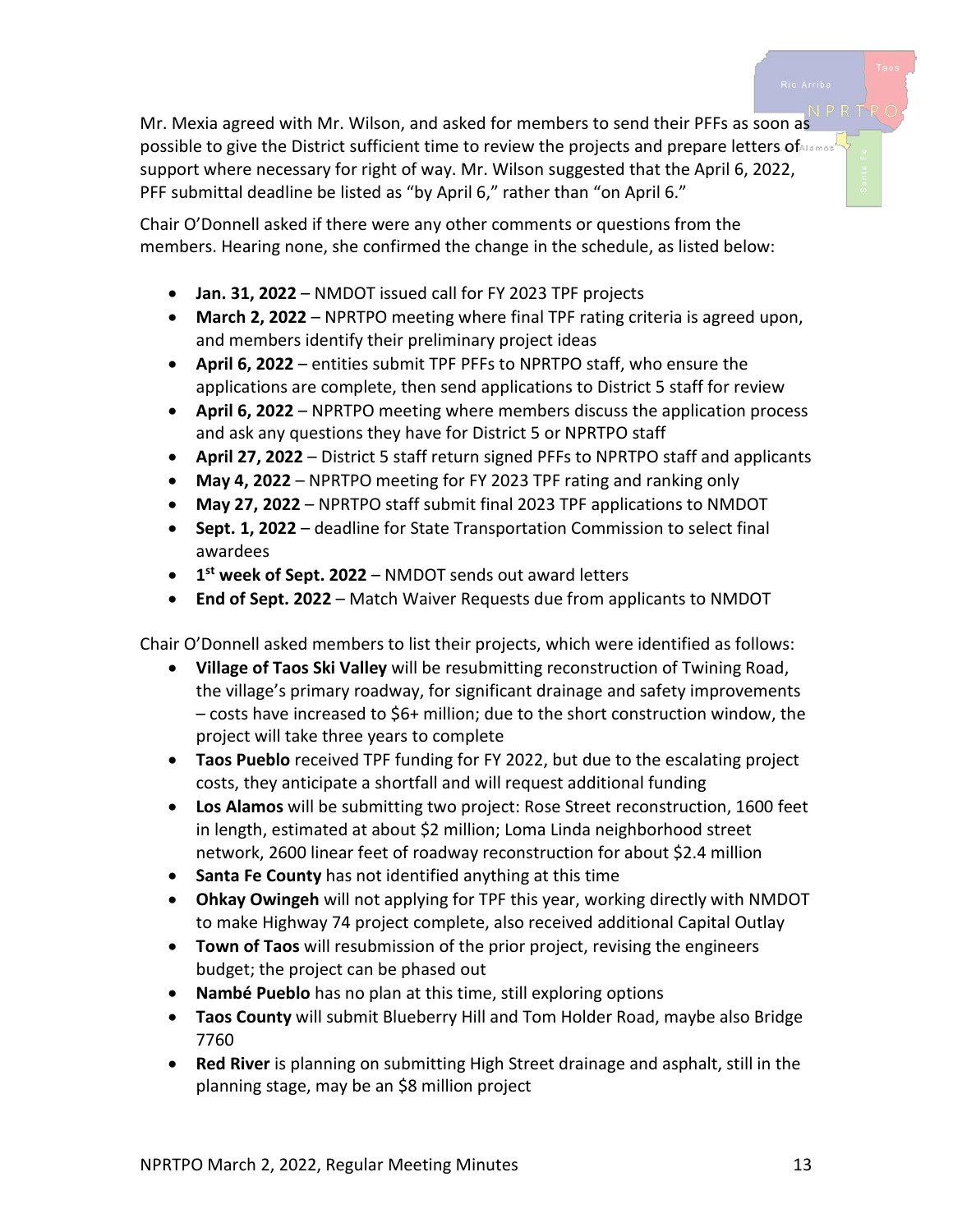Mr. Mexia agreed with Mr. Wilson, and asked for members to send their PFFs as soon as possible to give the District sufficient time to review the projects and prepare letters of support where necessary for right of way. Mr. Wilson suggested that the April 6, 2022, PFF submittal deadline be listed as "by April 6," rather than "on April 6."

Chair O'Donnell asked if there were any other comments or questions from the members. Hearing none, she confirmed the change in the schedule, as listed below:

- **Jan. 31, 2022** – NMDOT issued call for FY 2023 TPF projects
- **March 2, 2022** – NPRTPO meeting where final TPF rating criteria is agreed upon, and members identify their preliminary project ideas
- **April 6, 2022** – entities submit TPF PFFs to NPRTPO staff, who ensure the applications are complete, then send applications to District 5 staff for review
- **April 6, 2022** – NPRTPO meeting where members discuss the application process and ask any questions they have for District 5 or NPRTPO staff
- **April 27, 2022** – District 5 staff return signed PFFs to NPRTPO staff and applicants
- **May 4, 2022** – NPRTPO meeting for FY 2023 TPF rating and ranking only
- **May 27, 2022** – NPRTPO staff submit final 2023 TPF applications to NMDOT
- **Sept. 1, 2022** – deadline for State Transportation Commission to select final awardees
- **1st week of Sept. 2022** – NMDOT sends out award letters
- **End of Sept. 2022** – Match Waiver Requests due from applicants to NMDOT

Chair O'Donnell asked members to list their projects, which were identified as follows:

- **Village of Taos Ski Valley** will be resubmitting reconstruction of Twining Road, the village's primary roadway, for significant drainage and safety improvements – costs have increased to $6+ million; due to the short construction window, the project will take three years to complete
- **Taos Pueblo** received TPF funding for FY 2022, but due to the escalating project costs, they anticipate a shortfall and will request additional funding
- **Los Alamos** will be submitting two project: Rose Street reconstruction, 1600 feet in length, estimated at about $2 million; Loma Linda neighborhood street network, 2600 linear feet of roadway reconstruction for about $2.4 million
- **Santa Fe County** has not identified anything at this time
- **Ohkay Owingeh** will not applying for TPF this year, working directly with NMDOT to make Highway 74 project complete, also received additional Capital Outlay
- **Town of Taos** will resubmission of the prior project, revising the engineers budget; the project can be phased out
- **Nambé Pueblo** has no plan at this time, still exploring options
- **Taos County** will submit Blueberry Hill and Tom Holder Road, maybe also Bridge 7760
- **Red River** is planning on submitting High Street drainage and asphalt, still in the planning stage, may be an $8 million project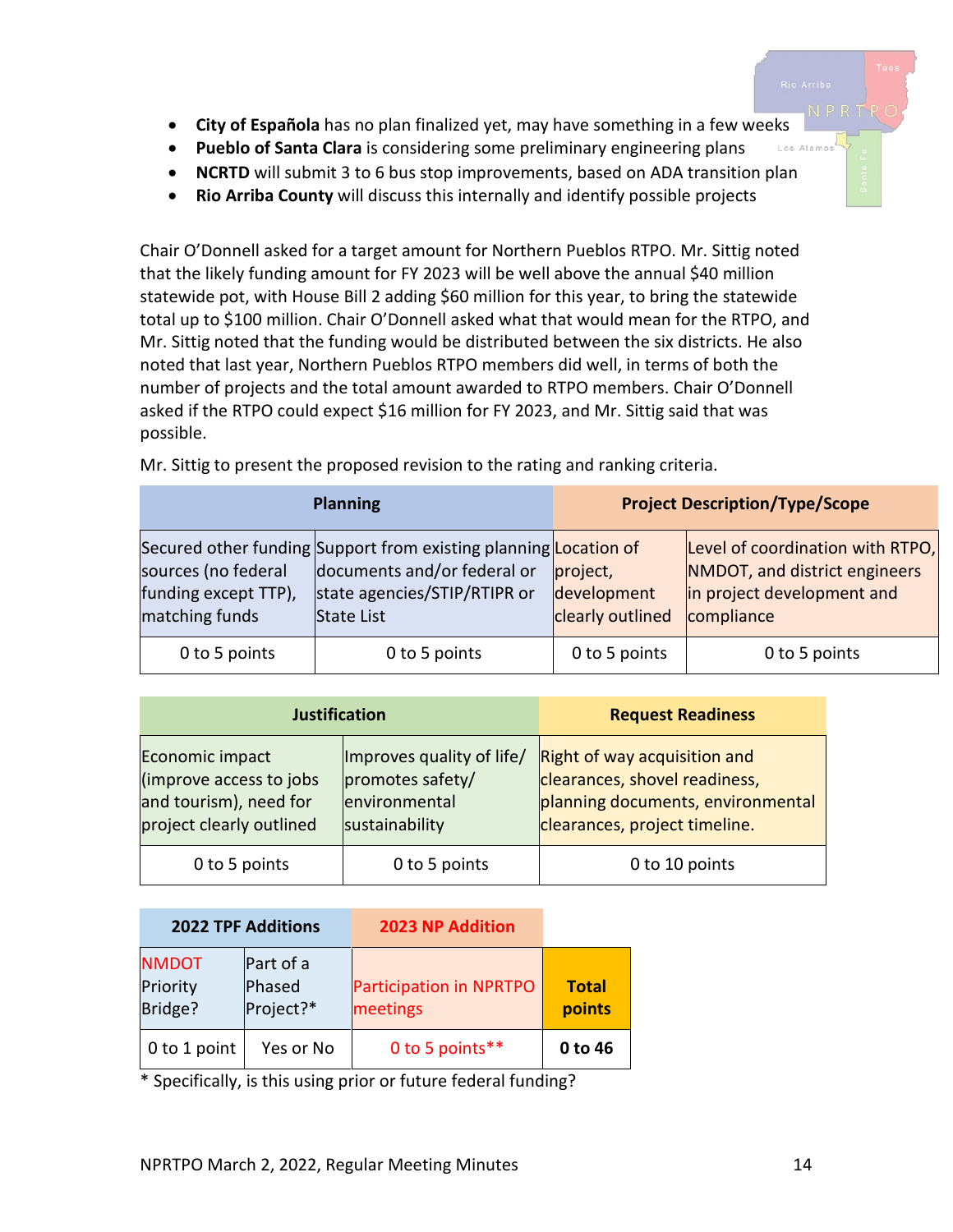- **City of Española** has no plan finalized yet, may have something in a few weeks
- **Pueblo of Santa Clara** is considering some preliminary engineering plans
- **NCRTD** will submit 3 to 6 bus stop improvements, based on ADA transition plan
- **Rio Arriba County** will discuss this internally and identify possible projects

Chair O'Donnell asked for a target amount for Northern Pueblos RTPO. Mr. Sittig noted that the likely funding amount for FY 2023 will be well above the annual $40 million statewide pot, with House Bill 2 adding $60 million for this year, to bring the statewide total up to $100 million. Chair O'Donnell asked what that would mean for the RTPO, and Mr. Sittig noted that the funding would be distributed between the six districts. He also noted that last year, Northern Pueblos RTPO members did well, in terms of both the number of projects and the total amount awarded to RTPO members. Chair O'Donnell asked if the RTPO could expect $16 million for FY 2023, and Mr. Sittig said that was possible.

Mr. Sittig to present the proposed revision to the rating and ranking criteria.

| Planning | | Project Description/Type/Scope | |
|---|---|---|---|
| Secured other funding sources (no federal funding except TTP), matching funds | Support from existing planning documents and/or federal or state agencies/STIP/RTIPR or State List | Location of project, development clearly outlined | Level of coordination with RTPO, NMDOT, and district engineers in project development and compliance |
| 0 to 5 points | 0 to 5 points | 0 to 5 points | 0 to 5 points |

| Justification | | Request Readiness |
|---|---|---|
| Economic impact (improve access to jobs and tourism), need for project clearly outlined | Improves quality of life/ promotes safety/ environmental sustainability | Right of way acquisition and clearances, shovel readiness, planning documents, environmental clearances, project timeline. |
| 0 to 5 points | 0 to 5 points | 0 to 10 points |

| 2022 TPF Additions | | 2023 NP Addition | |
|---|---|---|---|
| NMDOT Priority Bridge? | Part of a Phased Project?* | Participation in NPRTPO meetings | **Total points** |
| 0 to 1 point | Yes or No | 0 to 5 points** | **0 to 46** |

\* Specifically, is this using prior or future federal funding?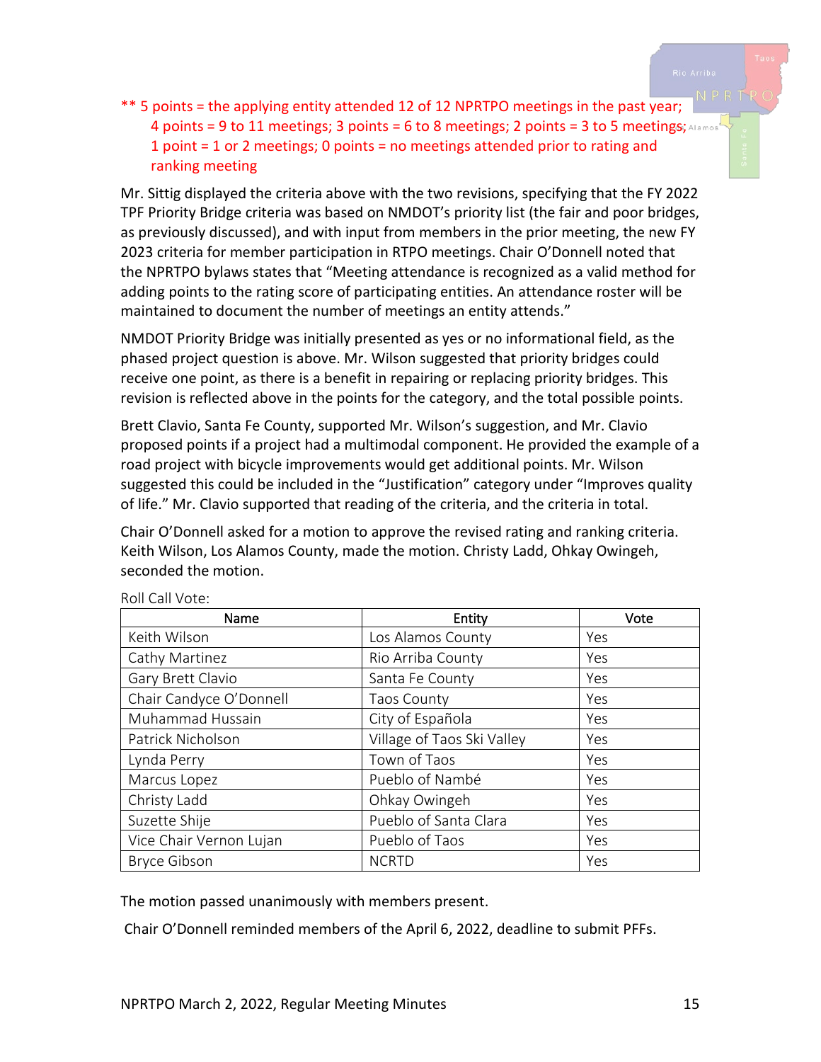** 5 points = the applying entity attended 12 of 12 NPRTPO meetings in the past year; 4 points = 9 to 11 meetings; 3 points = 6 to 8 meetings; 2 points = 3 to 5 meetings; 1 point = 1 or 2 meetings; 0 points = no meetings attended prior to rating and ranking meeting

Mr. Sittig displayed the criteria above with the two revisions, specifying that the FY 2022 TPF Priority Bridge criteria was based on NMDOT's priority list (the fair and poor bridges, as previously discussed), and with input from members in the prior meeting, the new FY 2023 criteria for member participation in RTPO meetings. Chair O'Donnell noted that the NPRTPO bylaws states that "Meeting attendance is recognized as a valid method for adding points to the rating score of participating entities. An attendance roster will be maintained to document the number of meetings an entity attends."

NMDOT Priority Bridge was initially presented as yes or no informational field, as the phased project question is above. Mr. Wilson suggested that priority bridges could receive one point, as there is a benefit in repairing or replacing priority bridges. This revision is reflected above in the points for the category, and the total possible points.

Brett Clavio, Santa Fe County, supported Mr. Wilson's suggestion, and Mr. Clavio proposed points if a project had a multimodal component. He provided the example of a road project with bicycle improvements would get additional points. Mr. Wilson suggested this could be included in the "Justification" category under "Improves quality of life." Mr. Clavio supported that reading of the criteria, and the criteria in total.

Chair O'Donnell asked for a motion to approve the revised rating and ranking criteria. Keith Wilson, Los Alamos County, made the motion. Christy Ladd, Ohkay Owingeh, seconded the motion.

Roll Call Vote:

| Name | Entity | Vote |
|---|---|---|
| Keith Wilson | Los Alamos County | Yes |
| Cathy Martinez | Rio Arriba County | Yes |
| Gary Brett Clavio | Santa Fe County | Yes |
| Chair Candyce O'Donnell | Taos County | Yes |
| Muhammad Hussain | City of Española | Yes |
| Patrick Nicholson | Village of Taos Ski Valley | Yes |
| Lynda Perry | Town of Taos | Yes |
| Marcus Lopez | Pueblo of Nambé | Yes |
| Christy Ladd | Ohkay Owingeh | Yes |
| Suzette Shije | Pueblo of Santa Clara | Yes |
| Vice Chair Vernon Lujan | Pueblo of Taos | Yes |
| Bryce Gibson | NCRTD | Yes |

The motion passed unanimously with members present.

Chair O'Donnell reminded members of the April 6, 2022, deadline to submit PFFs.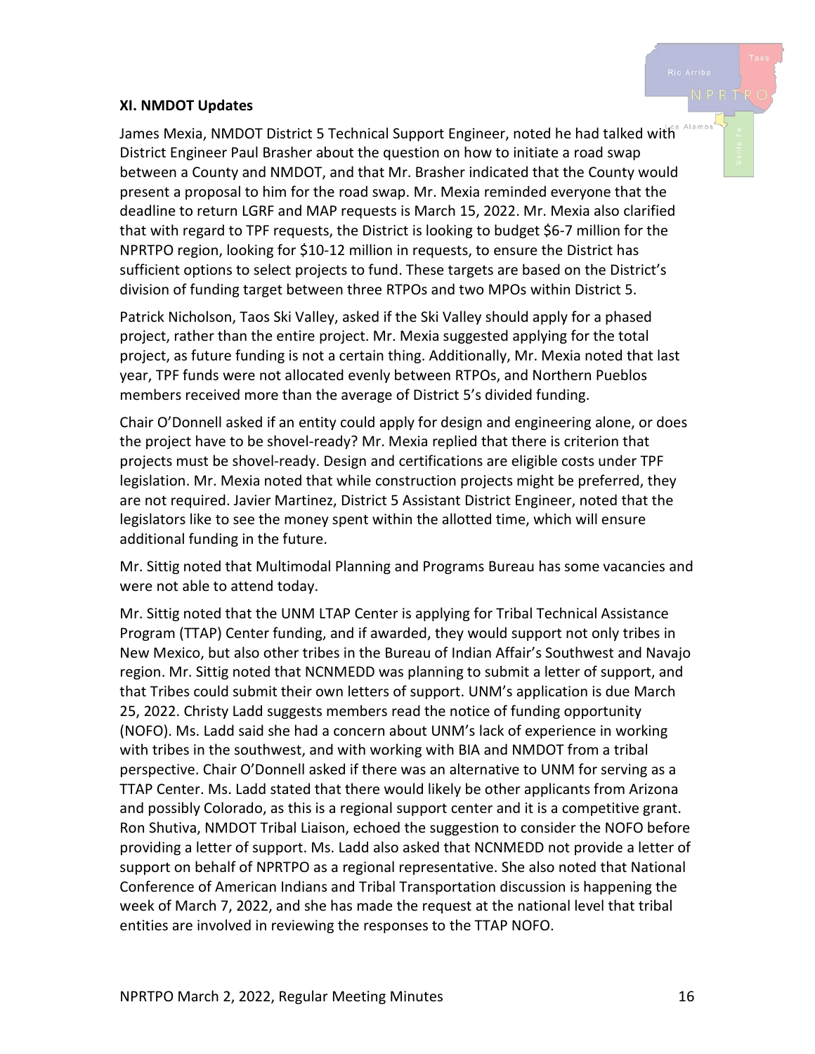### XI. NMDOT Updates

James Mexia, NMDOT District 5 Technical Support Engineer, noted he had talked with District Engineer Paul Brasher about the question on how to initiate a road swap between a County and NMDOT, and that Mr. Brasher indicated that the County would present a proposal to him for the road swap. Mr. Mexia reminded everyone that the deadline to return LGRF and MAP requests is March 15, 2022. Mr. Mexia also clarified that with regard to TPF requests, the District is looking to budget $6-7 million for the NPRTPO region, looking for $10-12 million in requests, to ensure the District has sufficient options to select projects to fund. These targets are based on the District's division of funding target between three RTPOs and two MPOs within District 5.

Patrick Nicholson, Taos Ski Valley, asked if the Ski Valley should apply for a phased project, rather than the entire project. Mr. Mexia suggested applying for the total project, as future funding is not a certain thing. Additionally, Mr. Mexia noted that last year, TPF funds were not allocated evenly between RTPOs, and Northern Pueblos members received more than the average of District 5's divided funding.

Chair O'Donnell asked if an entity could apply for design and engineering alone, or does the project have to be shovel-ready? Mr. Mexia replied that there is criterion that projects must be shovel-ready. Design and certifications are eligible costs under TPF legislation. Mr. Mexia noted that while construction projects might be preferred, they are not required. Javier Martinez, District 5 Assistant District Engineer, noted that the legislators like to see the money spent within the allotted time, which will ensure additional funding in the future.

Mr. Sittig noted that Multimodal Planning and Programs Bureau has some vacancies and were not able to attend today.

Mr. Sittig noted that the UNM LTAP Center is applying for Tribal Technical Assistance Program (TTAP) Center funding, and if awarded, they would support not only tribes in New Mexico, but also other tribes in the Bureau of Indian Affair's Southwest and Navajo region. Mr. Sittig noted that NCNMEDD was planning to submit a letter of support, and that Tribes could submit their own letters of support. UNM's application is due March 25, 2022. Christy Ladd suggests members read the notice of funding opportunity (NOFO). Ms. Ladd said she had a concern about UNM's lack of experience in working with tribes in the southwest, and with working with BIA and NMDOT from a tribal perspective. Chair O'Donnell asked if there was an alternative to UNM for serving as a TTAP Center. Ms. Ladd stated that there would likely be other applicants from Arizona and possibly Colorado, as this is a regional support center and it is a competitive grant. Ron Shutiva, NMDOT Tribal Liaison, echoed the suggestion to consider the NOFO before providing a letter of support. Ms. Ladd also asked that NCNMEDD not provide a letter of support on behalf of NPRTPO as a regional representative. She also noted that National Conference of American Indians and Tribal Transportation discussion is happening the week of March 7, 2022, and she has made the request at the national level that tribal entities are involved in reviewing the responses to the TTAP NOFO.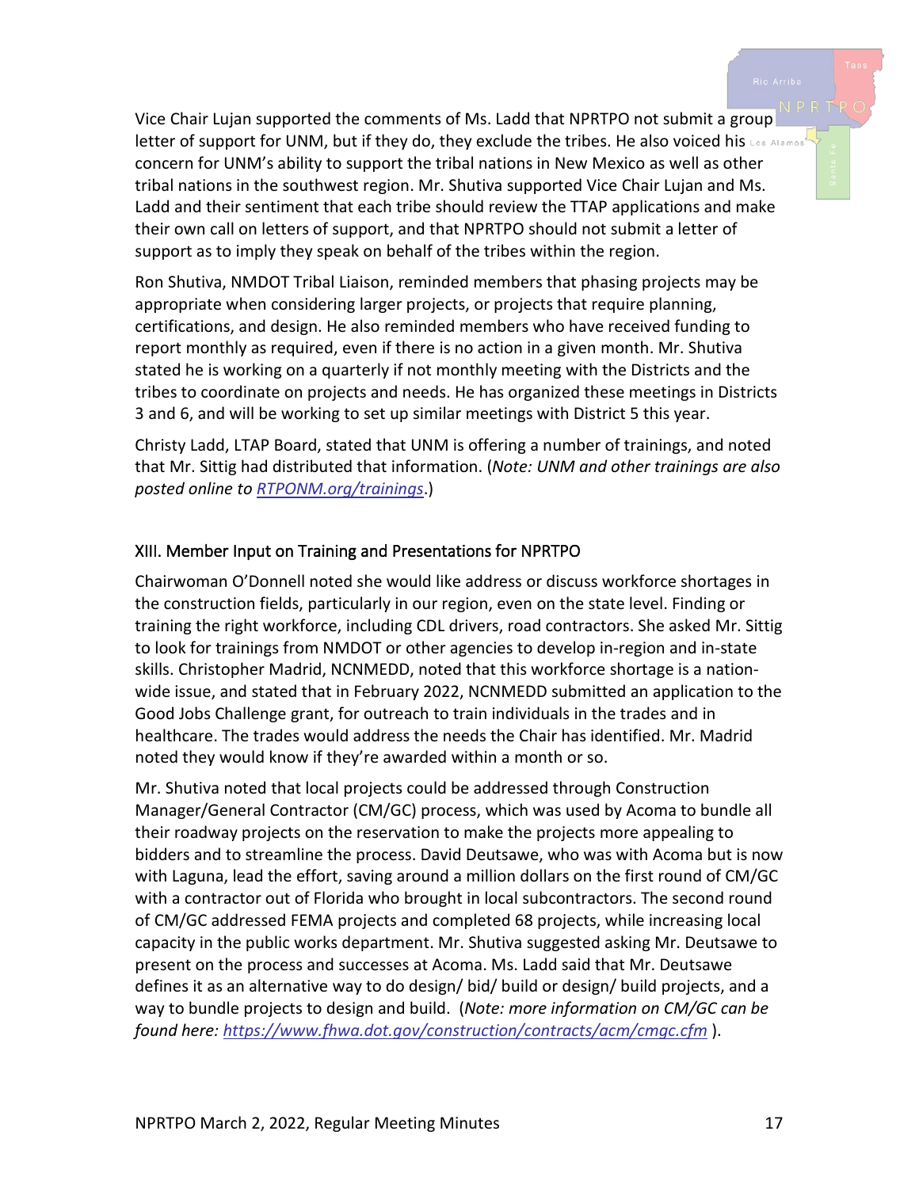Vice Chair Lujan supported the comments of Ms. Ladd that NPRTPO not submit a group letter of support for UNM, but if they do, they exclude the tribes. He also voiced his concern for UNM's ability to support the tribal nations in New Mexico as well as other tribal nations in the southwest region. Mr. Shutiva supported Vice Chair Lujan and Ms. Ladd and their sentiment that each tribe should review the TTAP applications and make their own call on letters of support, and that NPRTPO should not submit a letter of support as to imply they speak on behalf of the tribes within the region.

Ron Shutiva, NMDOT Tribal Liaison, reminded members that phasing projects may be appropriate when considering larger projects, or projects that require planning, certifications, and design. He also reminded members who have received funding to report monthly as required, even if there is no action in a given month. Mr. Shutiva stated he is working on a quarterly if not monthly meeting with the Districts and the tribes to coordinate on projects and needs. He has organized these meetings in Districts 3 and 6, and will be working to set up similar meetings with District 5 this year.

Christy Ladd, LTAP Board, stated that UNM is offering a number of trainings, and noted that Mr. Sittig had distributed that information. (*Note: UNM and other trainings are also posted online to [RTPONM.org/trainings](RTPONM.org/trainings).*)

### XIII. Member Input on Training and Presentations for NPRTPO

Chairwoman O'Donnell noted she would like address or discuss workforce shortages in the construction fields, particularly in our region, even on the state level. Finding or training the right workforce, including CDL drivers, road contractors. She asked Mr. Sittig to look for trainings from NMDOT or other agencies to develop in-region and in-state skills. Christopher Madrid, NCNMEDD, noted that this workforce shortage is a nation-wide issue, and stated that in February 2022, NCNMEDD submitted an application to the Good Jobs Challenge grant, for outreach to train individuals in the trades and in healthcare. The trades would address the needs the Chair has identified. Mr. Madrid noted they would know if they're awarded within a month or so.

Mr. Shutiva noted that local projects could be addressed through Construction Manager/General Contractor (CM/GC) process, which was used by Acoma to bundle all their roadway projects on the reservation to make the projects more appealing to bidders and to streamline the process. David Deutsawe, who was with Acoma but is now with Laguna, lead the effort, saving around a million dollars on the first round of CM/GC with a contractor out of Florida who brought in local subcontractors. The second round of CM/GC addressed FEMA projects and completed 68 projects, while increasing local capacity in the public works department. Mr. Shutiva suggested asking Mr. Deutsawe to present on the process and successes at Acoma. Ms. Ladd said that Mr. Deutsawe defines it as an alternative way to do design/ bid/ build or design/ build projects, and a way to bundle projects to design and build. (*Note: more information on CM/GC can be found here: [https://www.fhwa.dot.gov/construction/contracts/acm/cmgc.cfm](https://www.fhwa.dot.gov/construction/contracts/acm/cmgc.cfm)* ).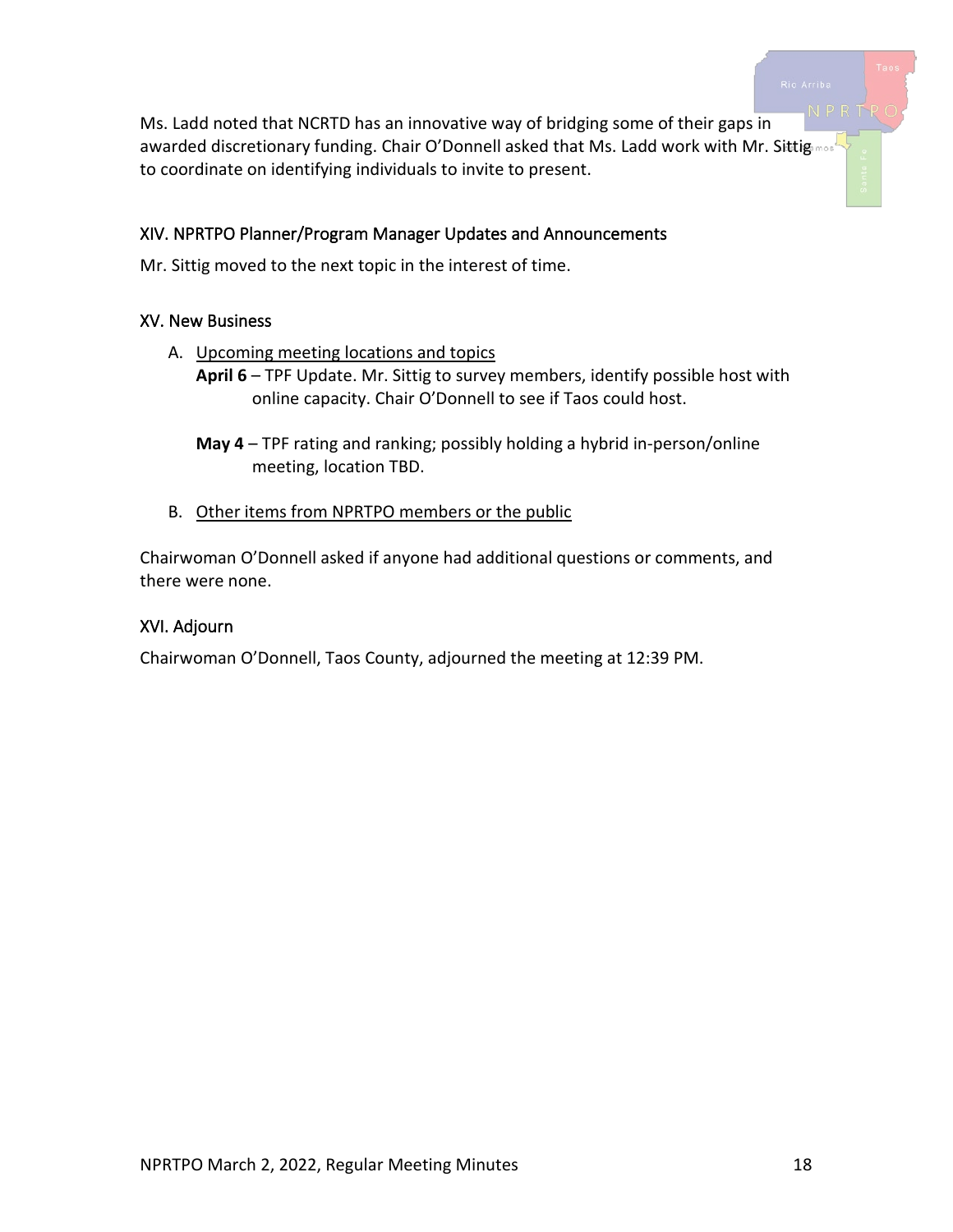Ms. Ladd noted that NCRTD has an innovative way of bridging some of their gaps in awarded discretionary funding. Chair O'Donnell asked that Ms. Ladd work with Mr. Sittig to coordinate on identifying individuals to invite to present.

## XIV. NPRTPO Planner/Program Manager Updates and Announcements

Mr. Sittig moved to the next topic in the interest of time.

## XV. New Business

A. Upcoming meeting locations and topics

**April 6** – TPF Update. Mr. Sittig to survey members, identify possible host with online capacity. Chair O'Donnell to see if Taos could host.

**May 4** – TPF rating and ranking; possibly holding a hybrid in-person/online meeting, location TBD.

B. Other items from NPRTPO members or the public

Chairwoman O'Donnell asked if anyone had additional questions or comments, and there were none.

## XVI. Adjourn

Chairwoman O'Donnell, Taos County, adjourned the meeting at 12:39 PM.